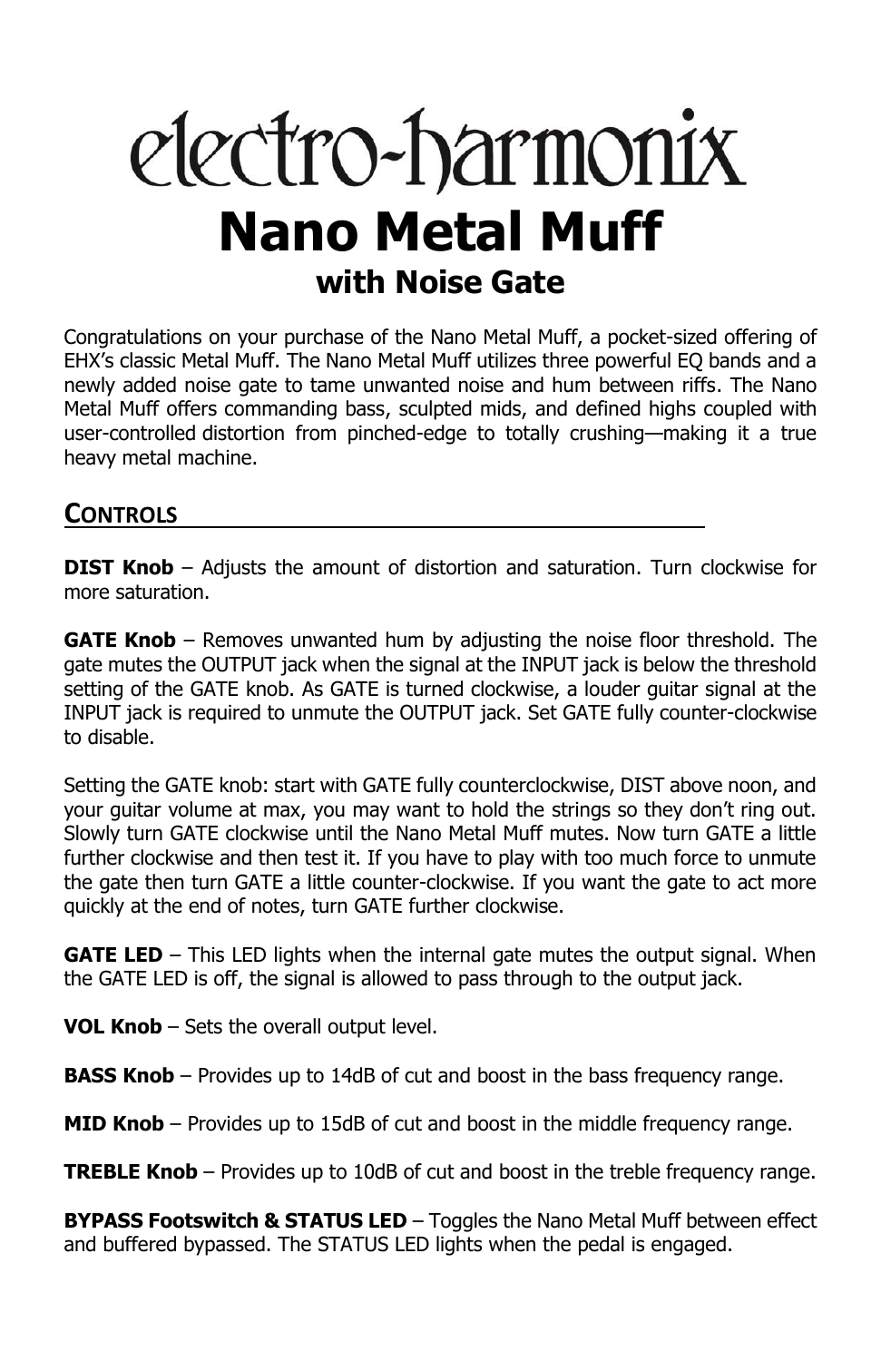# electro-harmonix

# Nano Metal Muff

## with Noise Gate

Congratulations on your purchase of the Nano Metal Muff, a pocket-sized offering of EHX's classic Metal Muff. The Nano Metal Muff utilizes three powerful EQ bands and a newly added noise gate to tame unwanted noise and hum between riffs. The Nano Metal Muff offers commanding bass, sculpted mids, and defined highs coupled with user-controlled distortion from pinched-edge to totally crushing—making it a true heavy metal machine.

## CONTROLS

**DIST Knob** – Adjusts the amount of distortion and saturation. Turn clockwise for more saturation.

**GATE Knob** – Removes unwanted hum by adjusting the noise floor threshold. The gate mutes the OUTPUT jack when the signal at the INPUT jack is below the threshold setting of the GATE knob. As GATE is turned clockwise, a louder guitar signal at the INPUT jack is required to unmute the OUTPUT jack. Set GATE fully counter-clockwise to disable.

Setting the GATE knob: start with GATE fully counterclockwise, DIST above noon, and your guitar volume at max, you may want to hold the strings so they don't ring out. Slowly turn GATE clockwise until the Nano Metal Muff mutes. Now turn GATE a little further clockwise and then test it. If you have to play with too much force to unmute the gate then turn GATE a little counter-clockwise. If you want the gate to act more quickly at the end of notes, turn GATE further clockwise.

**GATE LED** – This LED lights when the internal gate mutes the output signal. When the GATE LED is off, the signal is allowed to pass through to the output jack.

**VOL Knob** – Sets the overall output level.

**BASS Knob** – Provides up to 14dB of cut and boost in the bass frequency range.

**MID Knob** – Provides up to 15dB of cut and boost in the middle frequency range.

**TREBLE Knob** – Provides up to 10dB of cut and boost in the treble frequency range.

**BYPASS Footswitch & STATUS LED** – Toggles the Nano Metal Muff between effect and buffered bypassed. The STATUS LED lights when the pedal is engaged.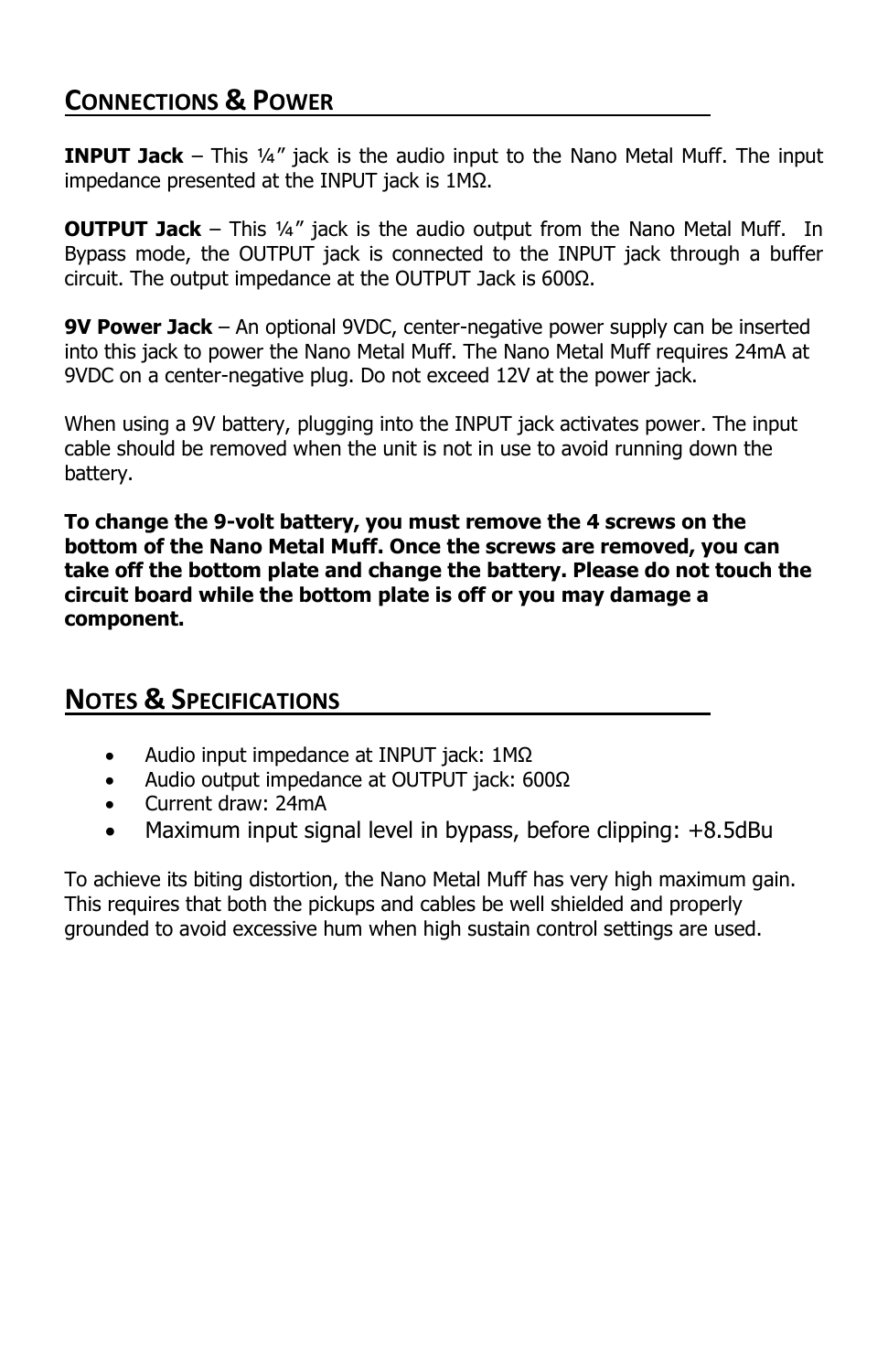## Connections & Power

**INPUT Jack** – This ¼” jack is the audio input to the Nano Metal Muff. The input impedance presented at the INPUT jack is 1MΩ.

**OUTPUT Jack** – This ¼” jack is the audio output from the Nano Metal Muff. In Bypass mode, the OUTPUT jack is connected to the INPUT jack through a buffer circuit. The output impedance at the OUTPUT Jack is 600Ω.

**9V Power Jack** – An optional 9VDC, center-negative power supply can be inserted into this jack to power the Nano Metal Muff. The Nano Metal Muff requires 24mA at 9VDC on a center-negative plug. Do not exceed 12V at the power jack.

When using a 9V battery, plugging into the INPUT jack activates power. The input cable should be removed when the unit is not in use to avoid running down the battery.

**To change the 9-volt battery, you must remove the 4 screws on the bottom of the Nano Metal Muff. Once the screws are removed, you can take off the bottom plate and change the battery. Please do not touch the circuit board while the bottom plate is off or you may damage a component.**

## Notes & Specifications

- Audio input impedance at INPUT jack: 1MΩ
- Audio output impedance at OUTPUT jack: 600Ω
- Current draw: 24mA
- Maximum input signal level in bypass, before clipping: +8.5dBu

To achieve its biting distortion, the Nano Metal Muff has very high maximum gain. This requires that both the pickups and cables be well shielded and properly grounded to avoid excessive hum when high sustain control settings are used.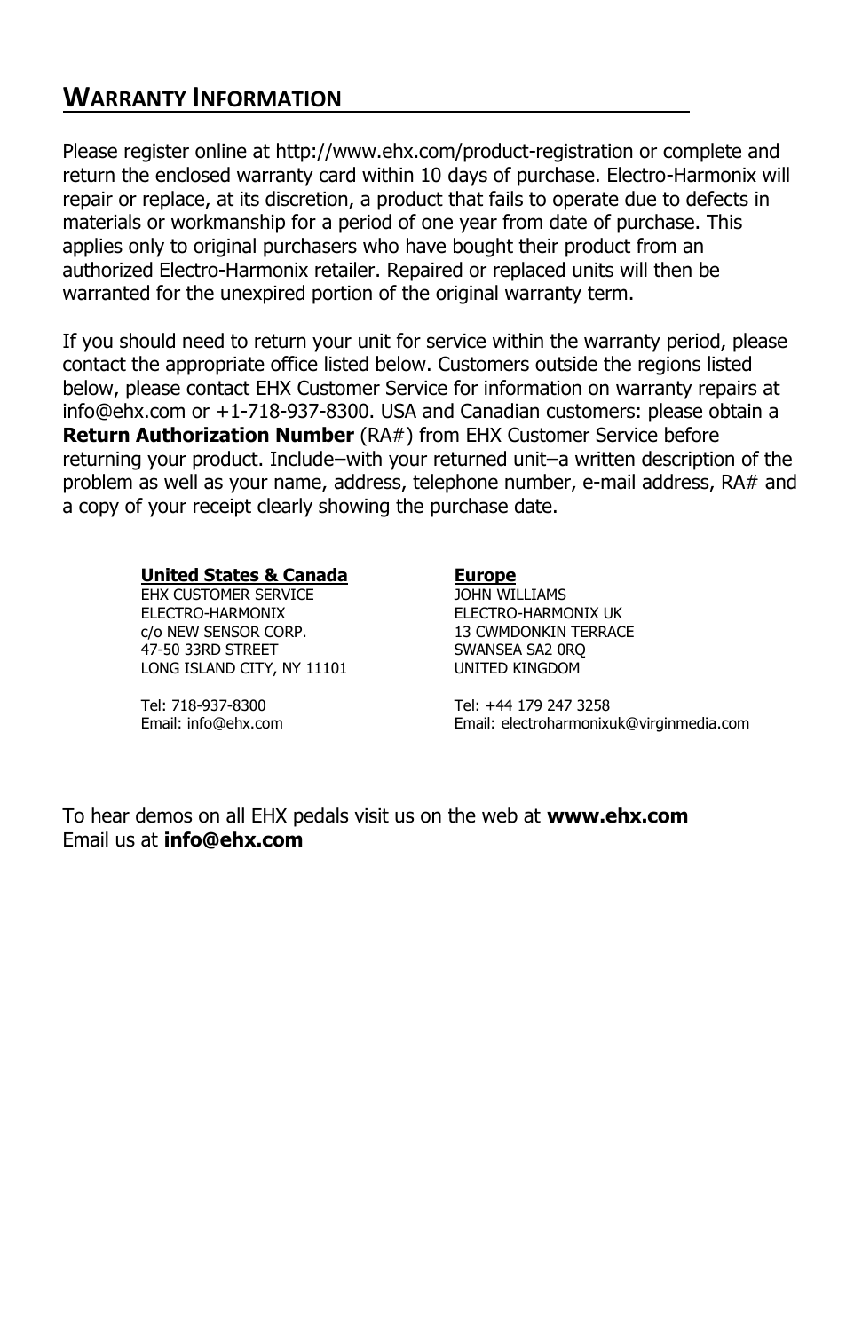## WARRANTY INFORMATION

Please register online at http://www.ehx.com/product-registration or complete and return the enclosed warranty card within 10 days of purchase. Electro-Harmonix will repair or replace, at its discretion, a product that fails to operate due to defects in materials or workmanship for a period of one year from date of purchase. This applies only to original purchasers who have bought their product from an authorized Electro-Harmonix retailer. Repaired or replaced units will then be warranted for the unexpired portion of the original warranty term.

If you should need to return your unit for service within the warranty period, please contact the appropriate office listed below. Customers outside the regions listed below, please contact EHX Customer Service for information on warranty repairs at info@ehx.com or +1-718-937-8300. USA and Canadian customers: please obtain a **Return Authorization Number** (RA#) from EHX Customer Service before returning your product. Include–with your returned unit–a written description of the problem as well as your name, address, telephone number, e-mail address, RA# and a copy of your receipt clearly showing the purchase date.

**United States & Canada**
EHX CUSTOMER SERVICE
ELECTRO-HARMONIX
c/o NEW SENSOR CORP.
47-50 33RD STREET
LONG ISLAND CITY, NY 11101

Tel: 718-937-8300
Email: info@ehx.com

**Europe**
JOHN WILLIAMS
ELECTRO-HARMONIX UK
13 CWMDONKIN TERRACE
SWANSEA SA2 0RQ
UNITED KINGDOM

Tel: +44 179 247 3258
Email: electroharmonixuk@virginmedia.com

To hear demos on all EHX pedals visit us on the web at **www.ehx.com**
Email us at **info@ehx.com**